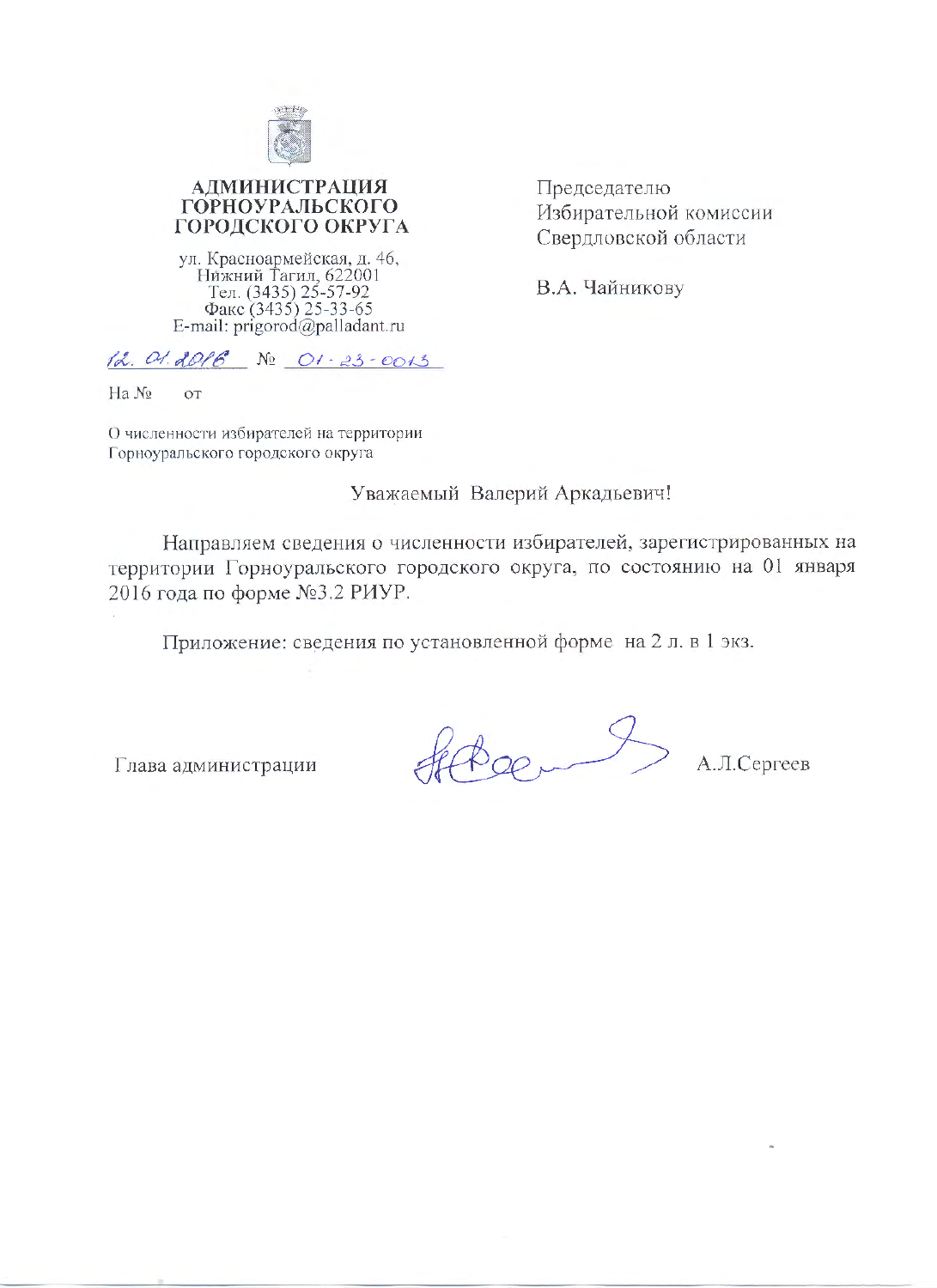**АДМИНИСТРАЦИЯ**
**ГОРНОУРАЛЬСКОГО**
**ГОРОДСКОГО ОКРУГА**

ул. Красноармейская, д. 46,
Нижний Тагил, 622001
Тел. (3435) 25-57-92
Факс (3435) 25-33-65
E-mail: prigorod@palladant.ru

12. 01. 2016 № 01-23-0013

На № от

Председателю
Избирательной комиссии
Свердловской области

В.А. Чайникову

О численности избирателей на территории
Горноуральского городского округа

Уважаемый Валерий Аркадьевич!

Направляем сведения о численности избирателей, зарегистрированных на территории Горноуральского городского округа, по состоянию на 01 января 2016 года по форме №3.2 РИУР.

Приложение: сведения по установленной форме на 2 л. в 1 экз.

Глава администрации А.Л.Сергеев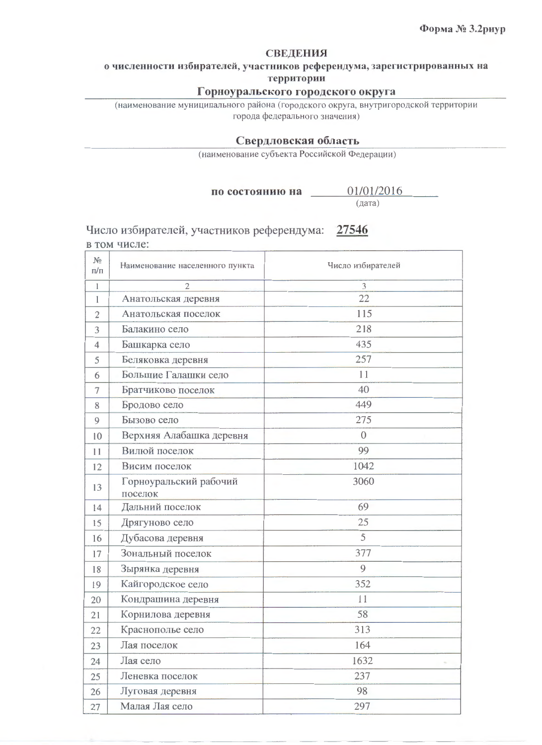**Форма № 3.2риур**

## СВЕДЕНИЯ
### о численности избирателей, участников референдума, зарегистрированных на территории

**Горноуральского городского округа**

(наименование муниципального района (городского округа, внутригородской территории города федерального значения)

**Свердловская область**

(наименование субъекта Российской Федерации)

**по состоянию на** 01/01/2016
(дата)

Число избирателей, участников референдума: **27546**
в том числе:

| № п/п | Наименование населенного пункта | Число избирателей |
|---|---|---|
| 1 | 2 | 3 |
| 1 | Анатольская деревня | 22 |
| 2 | Анатольская поселок | 115 |
| 3 | Балакино село | 218 |
| 4 | Башкарка село | 435 |
| 5 | Беляковка деревня | 257 |
| 6 | Большие Галашки село | 11 |
| 7 | Братчиково поселок | 40 |
| 8 | Бродово село | 449 |
| 9 | Бызово село | 275 |
| 10 | Верхняя Алабашка деревня | 0 |
| 11 | Вилюй поселок | 99 |
| 12 | Висим поселок | 1042 |
| 13 | Горноуральский рабочий поселок | 3060 |
| 14 | Дальний поселок | 69 |
| 15 | Дрягуново село | 25 |
| 16 | Дубасова деревня | 5 |
| 17 | Зональный поселок | 377 |
| 18 | Зырянка деревня | 9 |
| 19 | Кайгородское село | 352 |
| 20 | Кондрашина деревня | 11 |
| 21 | Корнилова деревня | 58 |
| 22 | Краснополье село | 313 |
| 23 | Лая поселок | 164 |
| 24 | Лая село | 1632 |
| 25 | Леневка поселок | 237 |
| 26 | Луговая деревня | 98 |
| 27 | Малая Лая село | 297 |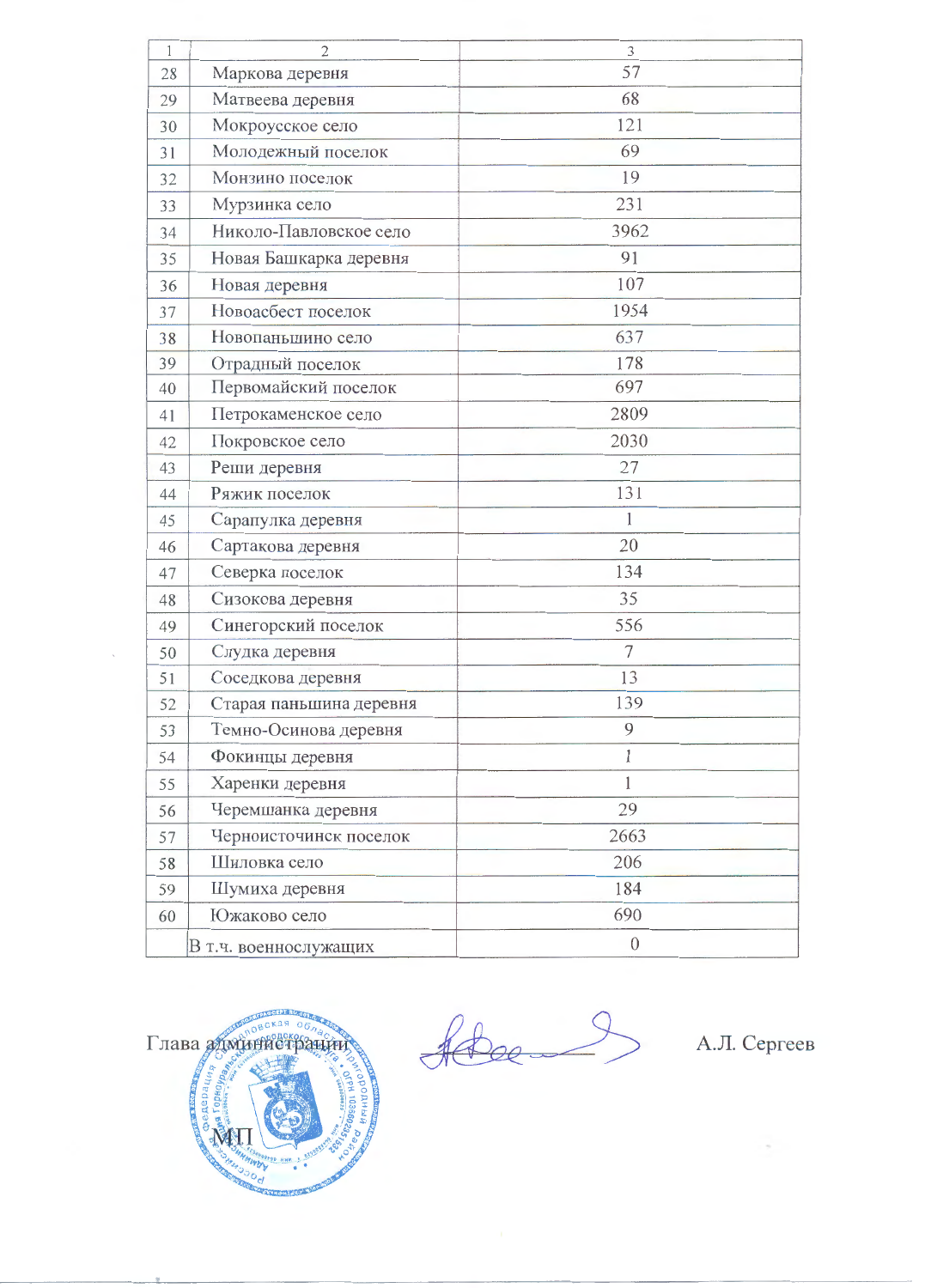| 1 | 2 | 3 |
|---|---|---|
| 28 | Маркова деревня | 57 |
| 29 | Матвеева деревня | 68 |
| 30 | Мокроусское село | 121 |
| 31 | Молодежный поселок | 69 |
| 32 | Монзино поселок | 19 |
| 33 | Мурзинка село | 231 |
| 34 | Николо-Павловское село | 3962 |
| 35 | Новая Башкарка деревня | 91 |
| 36 | Новая деревня | 107 |
| 37 | Новоасбест поселок | 1954 |
| 38 | Новопаньшино село | 637 |
| 39 | Отрадный поселок | 178 |
| 40 | Первомайский поселок | 697 |
| 41 | Петрокаменское село | 2809 |
| 42 | Покровское село | 2030 |
| 43 | Реши деревня | 27 |
| 44 | Ряжик поселок | 131 |
| 45 | Сарапулка деревня | 1 |
| 46 | Сартакова деревня | 20 |
| 47 | Северка поселок | 134 |
| 48 | Сизокова деревня | 35 |
| 49 | Синегорский поселок | 556 |
| 50 | Слудка деревня | 7 |
| 51 | Соседкова деревня | 13 |
| 52 | Старая паньшина деревня | 139 |
| 53 | Темно-Осинова деревня | 9 |
| 54 | Фокинцы деревня | 1 |
| 55 | Харенки деревня | 1 |
| 56 | Черемшанка деревня | 29 |
| 57 | Черноисточинск поселок | 2663 |
| 58 | Шиловка село | 206 |
| 59 | Шумиха деревня | 184 |
| 60 | Южаково село | 690 |
| | В т.ч. военнослужащих | 0 |

Глава администрации А.Л. Сергеев

МП